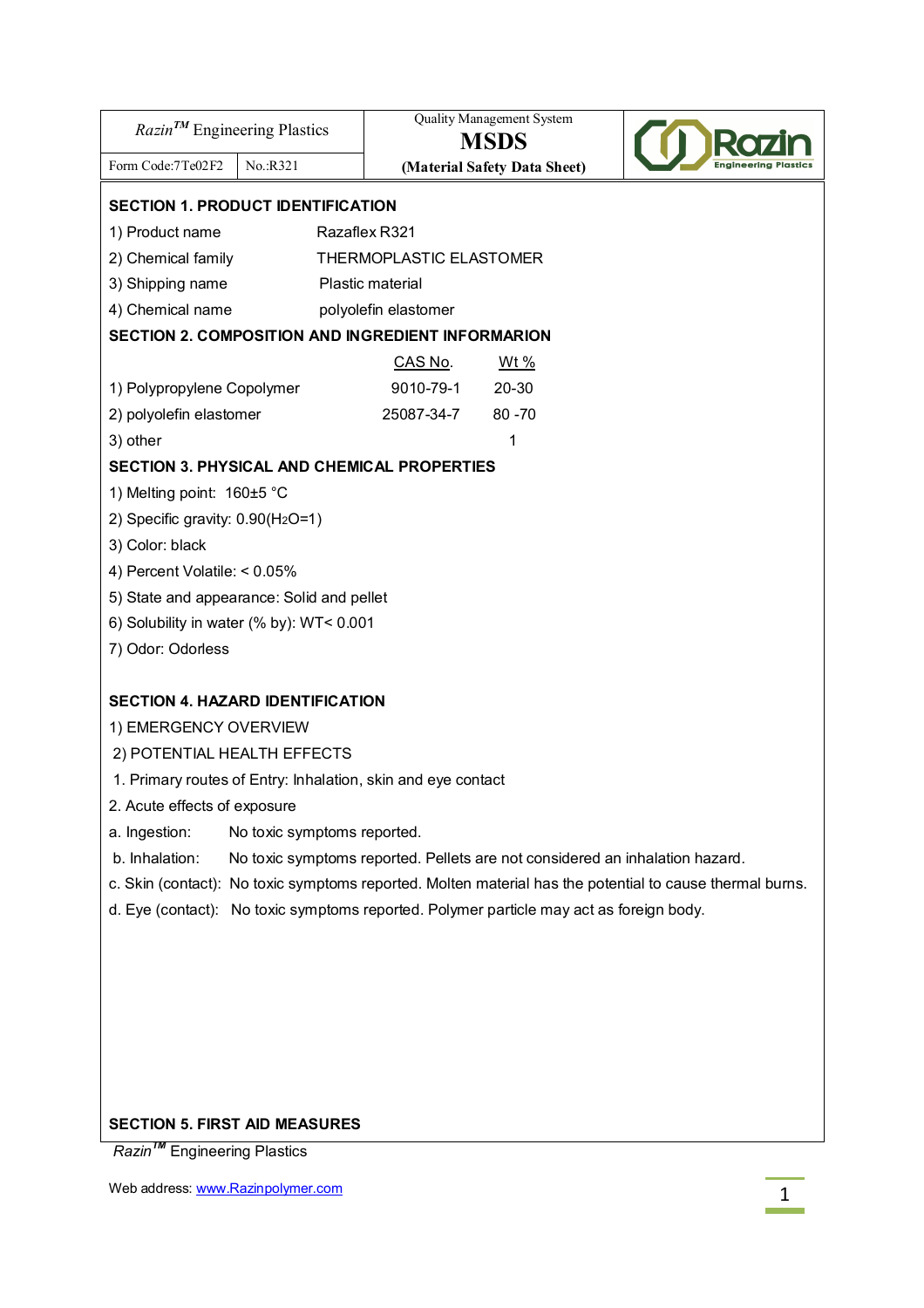| Razin™ Engineering Plastics | | Quality Management System **MSDS** **(Material Safety Data Sheet)** |
|---|---|---|
| Form Code:7Te02F2 | No.:R321 | |

## SECTION 1. PRODUCT IDENTIFICATION

1) Product name Razaflex R321

2) Chemical family THERMOPLASTIC ELASTOMER

3) Shipping name Plastic material

4) Chemical name polyolefin elastomer

## SECTION 2. COMPOSITION AND INGREDIENT INFORMARION

| | CAS No. | Wt % |
|---|---|---|
| 1) Polypropylene Copolymer | 9010-79-1 | 20-30 |
| 2) polyolefin elastomer | 25087-34-7 | 80 -70 |
| 3) other | | 1 |

## SECTION 3. PHYSICAL AND CHEMICAL PROPERTIES

1) Melting point: 160±5 °C

2) Specific gravity: 0.90($H_2O$=1)

3) Color: black

4) Percent Volatile: < 0.05%

5) State and appearance: Solid and pellet

6) Solubility in water (% by): WT< 0.001

7) Odor: Odorless

## SECTION 4. HAZARD IDENTIFICATION

1) EMERGENCY OVERVIEW

2) POTENTIAL HEALTH EFFECTS

1. Primary routes of Entry: Inhalation, skin and eye contact

2. Acute effects of exposure

a. Ingestion: No toxic symptoms reported.

b. Inhalation: No toxic symptoms reported. Pellets are not considered an inhalation hazard.

c. Skin (contact): No toxic symptoms reported. Molten material has the potential to cause thermal burns.

d. Eye (contact): No toxic symptoms reported. Polymer particle may act as foreign body.

## SECTION 5. FIRST AID MEASURES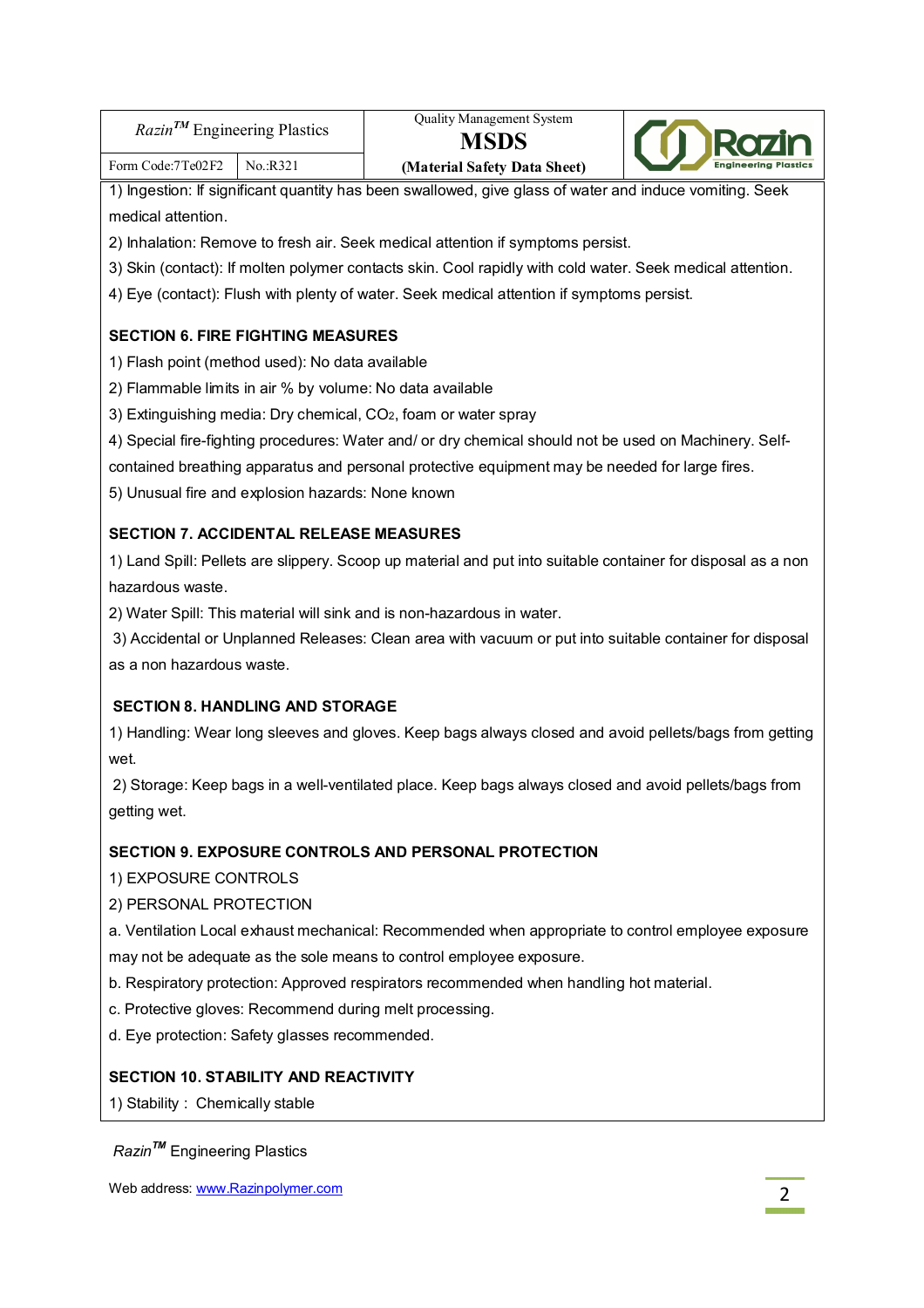1) Ingestion: If significant quantity has been swallowed, give glass of water and induce vomiting. Seek medical attention.

2) Inhalation: Remove to fresh air. Seek medical attention if symptoms persist.

3) Skin (contact): If molten polymer contacts skin. Cool rapidly with cold water. Seek medical attention.

4) Eye (contact): Flush with plenty of water. Seek medical attention if symptoms persist.

**SECTION 6. FIRE FIGHTING MEASURES**

1) Flash point (method used): No data available

2) Flammable limits in air % by volume: No data available

3) Extinguishing media: Dry chemical, $CO_2$, foam or water spray

4) Special fire-fighting procedures: Water and/ or dry chemical should not be used on Machinery. Self-contained breathing apparatus and personal protective equipment may be needed for large fires.

5) Unusual fire and explosion hazards: None known

**SECTION 7. ACCIDENTAL RELEASE MEASURES**

1) Land Spill: Pellets are slippery. Scoop up material and put into suitable container for disposal as a non hazardous waste.

2) Water Spill: This material will sink and is non-hazardous in water.

3) Accidental or Unplanned Releases: Clean area with vacuum or put into suitable container for disposal as a non hazardous waste.

**SECTION 8. HANDLING AND STORAGE**

1) Handling: Wear long sleeves and gloves. Keep bags always closed and avoid pellets/bags from getting wet.

2) Storage: Keep bags in a well-ventilated place. Keep bags always closed and avoid pellets/bags from getting wet.

**SECTION 9. EXPOSURE CONTROLS AND PERSONAL PROTECTION**

1) EXPOSURE CONTROLS

2) PERSONAL PROTECTION

a. Ventilation Local exhaust mechanical: Recommended when appropriate to control employee exposure may not be adequate as the sole means to control employee exposure.

b. Respiratory protection: Approved respirators recommended when handling hot material.

c. Protective gloves: Recommend during melt processing.

d. Eye protection: Safety glasses recommended.

**SECTION 10. STABILITY AND REACTIVITY**

1) Stability : Chemically stable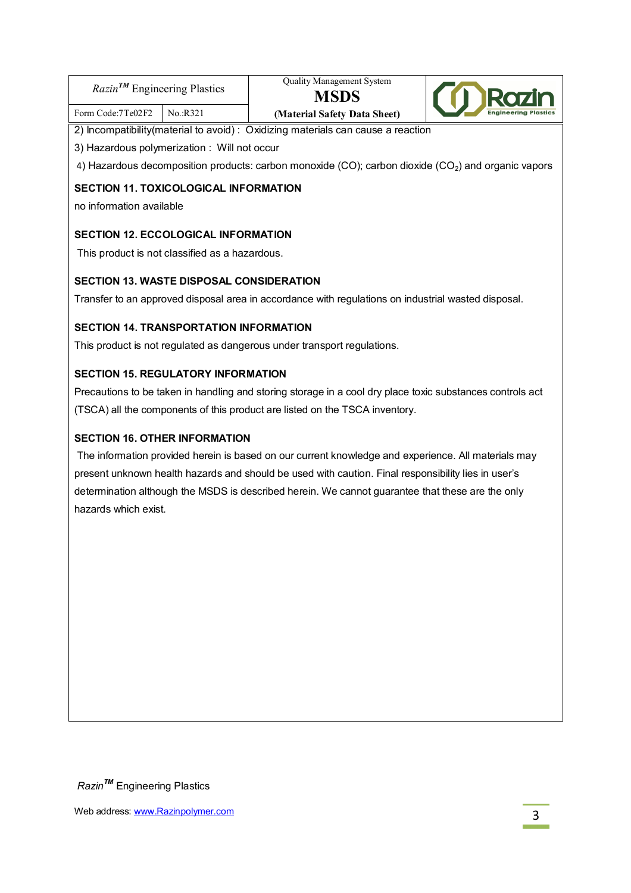2) Incompatibility(material to avoid) : Oxidizing materials can cause a reaction

3) Hazardous polymerization : Will not occur

4) Hazardous decomposition products: carbon monoxide (CO); carbon dioxide ($CO_2$) and organic vapors

**SECTION 11. TOXICOLOGICAL INFORMATION**

no information available

**SECTION 12. ECCOLOGICAL INFORMATION**

This product is not classified as a hazardous.

**SECTION 13. WASTE DISPOSAL CONSIDERATION**

Transfer to an approved disposal area in accordance with regulations on industrial wasted disposal.

**SECTION 14. TRANSPORTATION INFORMATION**

This product is not regulated as dangerous under transport regulations.

**SECTION 15. REGULATORY INFORMATION**

Precautions to be taken in handling and storing storage in a cool dry place toxic substances controls act (TSCA) all the components of this product are listed on the TSCA inventory.

**SECTION 16. OTHER INFORMATION**

The information provided herein is based on our current knowledge and experience. All materials may present unknown health hazards and should be used with caution. Final responsibility lies in user's determination although the MSDS is described herein. We cannot guarantee that these are the only hazards which exist.